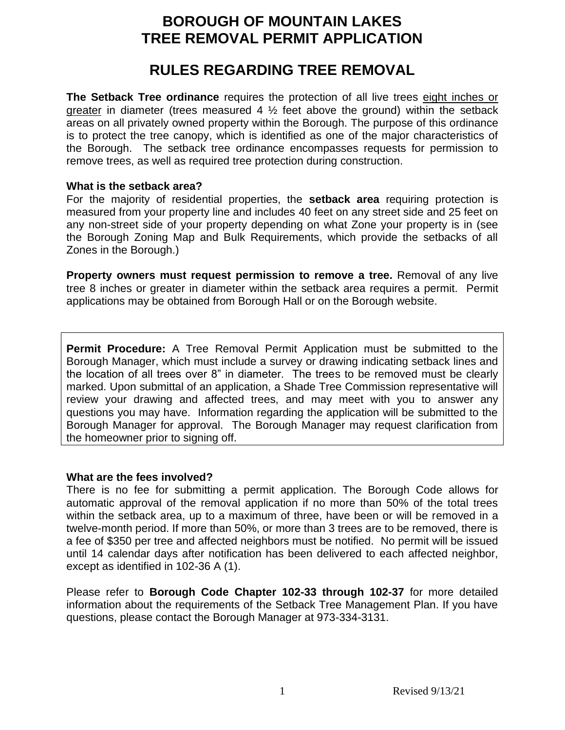# BOROUGH OF MOUNTAIN LAKES
# TREE REMOVAL PERMIT APPLICATION

## RULES REGARDING TREE REMOVAL

**The Setback Tree ordinance** requires the protection of all live trees eight inches or greater in diameter (trees measured 4 ½ feet above the ground) within the setback areas on all privately owned property within the Borough. The purpose of this ordinance is to protect the tree canopy, which is identified as one of the major characteristics of the Borough. The setback tree ordinance encompasses requests for permission to remove trees, as well as required tree protection during construction.

**What is the setback area?**
For the majority of residential properties, the **setback area** requiring protection is measured from your property line and includes 40 feet on any street side and 25 feet on any non-street side of your property depending on what Zone your property is in (see the Borough Zoning Map and Bulk Requirements, which provide the setbacks of all Zones in the Borough.)

**Property owners must request permission to remove a tree.** Removal of any live tree 8 inches or greater in diameter within the setback area requires a permit. Permit applications may be obtained from Borough Hall or on the Borough website.

**Permit Procedure:** A Tree Removal Permit Application must be submitted to the Borough Manager, which must include a survey or drawing indicating setback lines and the location of all trees over 8" in diameter. The trees to be removed must be clearly marked. Upon submittal of an application, a Shade Tree Commission representative will review your drawing and affected trees, and may meet with you to answer any questions you may have. Information regarding the application will be submitted to the Borough Manager for approval. The Borough Manager may request clarification from the homeowner prior to signing off.

**What are the fees involved?**
There is no fee for submitting a permit application. The Borough Code allows for automatic approval of the removal application if no more than 50% of the total trees within the setback area, up to a maximum of three, have been or will be removed in a twelve-month period. If more than 50%, or more than 3 trees are to be removed, there is a fee of $350 per tree and affected neighbors must be notified. No permit will be issued until 14 calendar days after notification has been delivered to each affected neighbor, except as identified in 102-36 A (1).

Please refer to **Borough Code Chapter 102-33 through 102-37** for more detailed information about the requirements of the Setback Tree Management Plan. If you have questions, please contact the Borough Manager at 973-334-3131.

Revised 9/13/21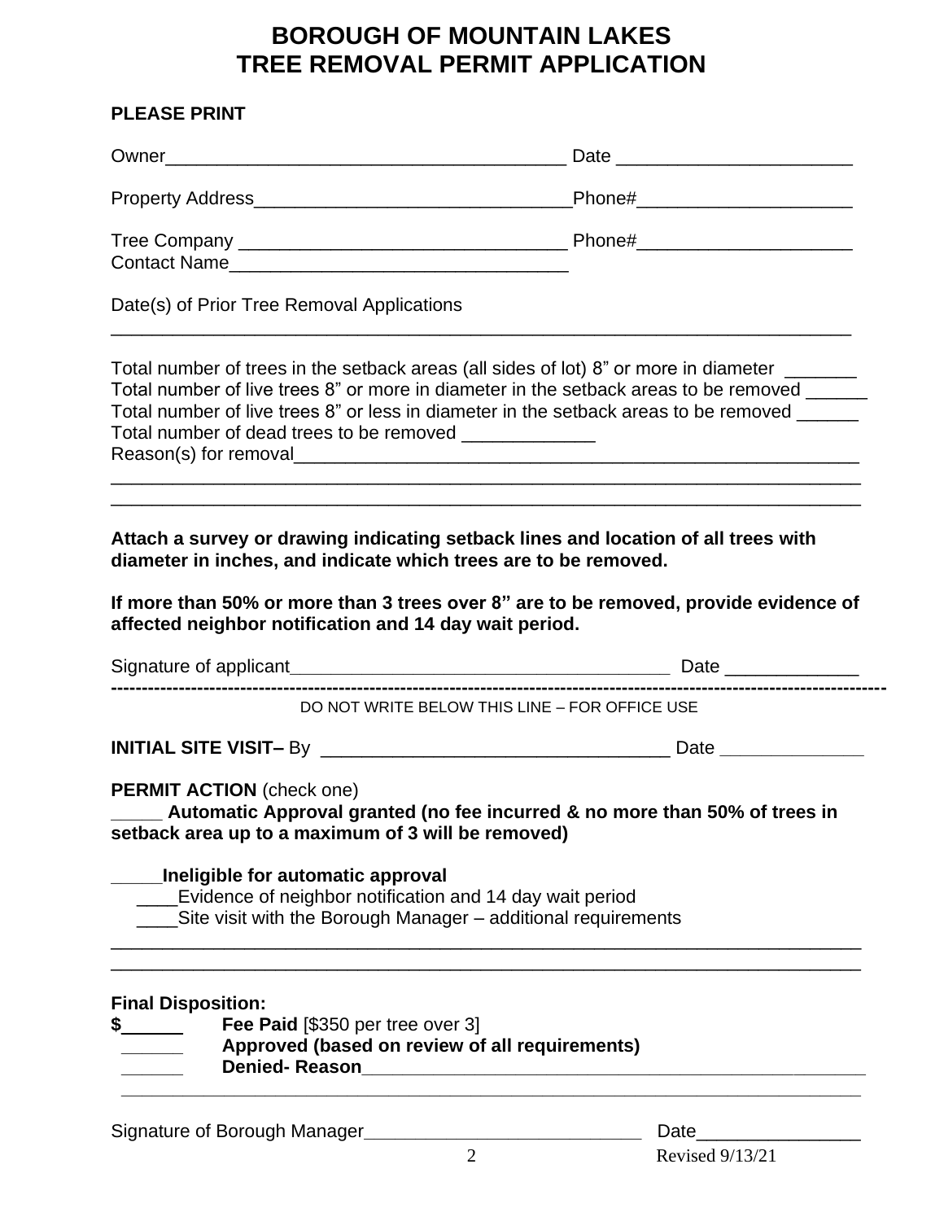# BOROUGH OF MOUNTAIN LAKES
# TREE REMOVAL PERMIT APPLICATION

**PLEASE PRINT**

Owner_______________________________________ Date ______________________

Property Address_______________________________Phone#____________________

Tree Company ________________________________ Phone#____________________
Contact Name_________________________________

Date(s) of Prior Tree Removal Applications

___________________________________________________________________________

Total number of trees in the setback areas (all sides of lot) 8" or more in diameter _______
Total number of live trees 8" or more in diameter in the setback areas to be removed ______
Total number of live trees 8" or less in diameter in the setback areas to be removed ______
Total number of dead trees to be removed _____________
Reason(s) for removal_________________________________________________________
___________________________________________________________________________
___________________________________________________________________________

**Attach a survey or drawing indicating setback lines and location of all trees with diameter in inches, and indicate which trees are to be removed.**

**If more than 50% or more than 3 trees over 8" are to be removed, provide evidence of affected neighbor notification and 14 day wait period.**

Signature of applicant______________________________________ Date _____________

---

DO NOT WRITE BELOW THIS LINE – FOR OFFICE USE

**INITIAL SITE VISIT–** By __________________________________ Date ______________

**PERMIT ACTION** (check one)

_____ **Automatic Approval granted (no fee incurred & no more than 50% of trees in setback area up to a maximum of 3 will be removed)**

_____**Ineligible for automatic approval**

____Evidence of neighbor notification and 14 day wait period
____Site visit with the Borough Manager – additional requirements

___________________________________________________________________________
___________________________________________________________________________

**Final Disposition:**

**$______** **Fee Paid** [$350 per tree over 3]
______ **Approved (based on review of all requirements)**
______ **Denied- Reason**_____________________________________________________
___________________________________________________________________________

Signature of Borough Manager____________________________ Date________________

Revised 9/13/21